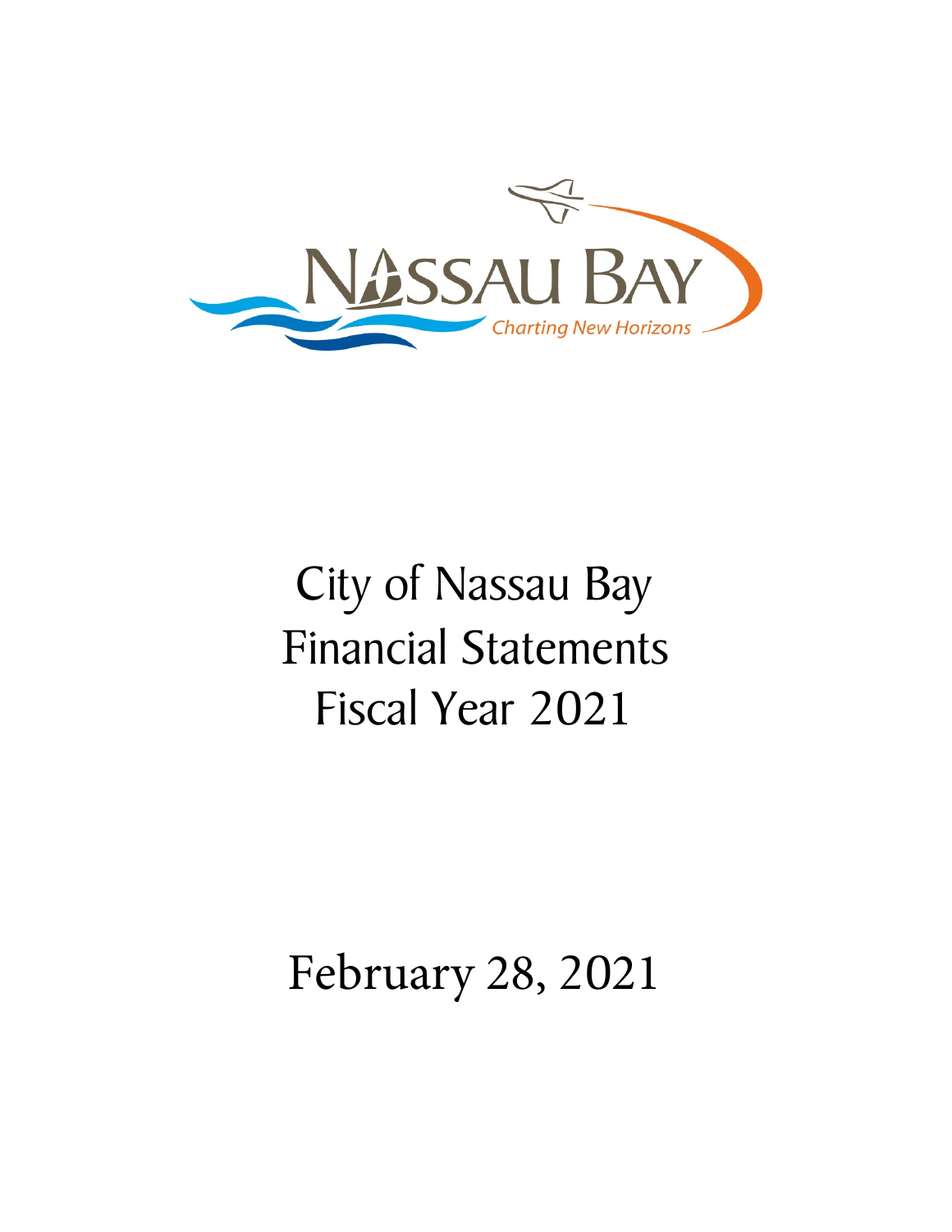# City of Nassau Bay Financial Statements Fiscal Year 2021

February 28, 2021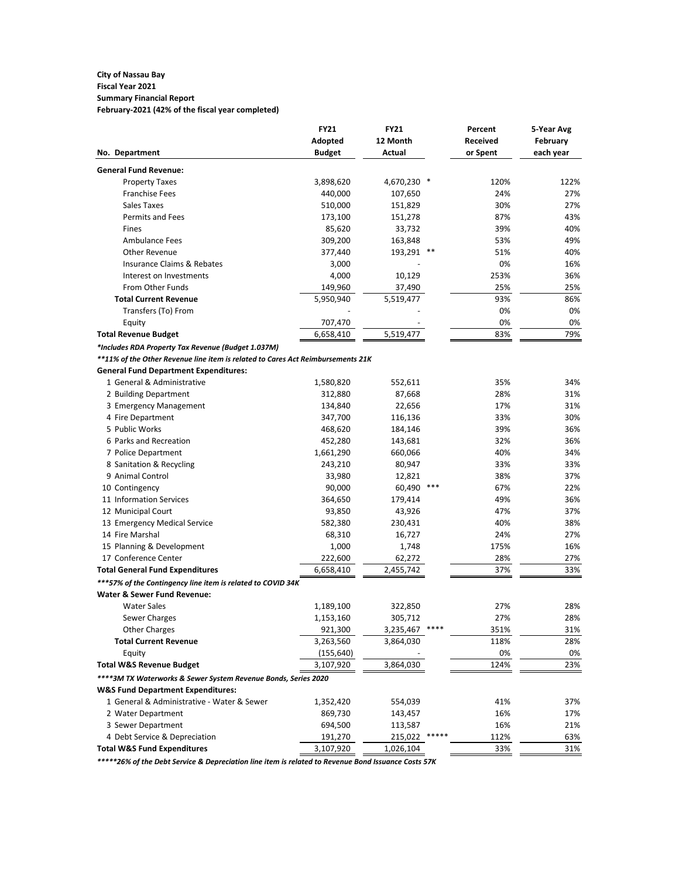**City of Nassau Bay**
**Fiscal Year 2021**
**Summary Financial Report**
**February-2021 (42% of the fiscal year completed)**

| No. Department | FY21 Adopted Budget | FY21 12 Month Actual | | Percent Received or Spent | 5-Year Avg February each year |
|---|---|---|---|---|---|
| **General Fund Revenue:** | | | | | |
| Property Taxes | 3,898,620 | 4,670,230 | * | 120% | 122% |
| Franchise Fees | 440,000 | 107,650 | | 24% | 27% |
| Sales Taxes | 510,000 | 151,829 | | 30% | 27% |
| Permits and Fees | 173,100 | 151,278 | | 87% | 43% |
| Fines | 85,620 | 33,732 | | 39% | 40% |
| Ambulance Fees | 309,200 | 163,848 | | 53% | 49% |
| Other Revenue | 377,440 | 193,291 | ** | 51% | 40% |
| Insurance Claims & Rebates | 3,000 | - | | 0% | 16% |
| Interest on Investments | 4,000 | 10,129 | | 253% | 36% |
| From Other Funds | 149,960 | 37,490 | | 25% | 25% |
| **Total Current Revenue** | 5,950,940 | 5,519,477 | | 93% | 86% |
| Transfers (To) From | - | - | | 0% | 0% |
| Equity | 707,470 | - | | 0% | 0% |
| **Total Revenue Budget** | 6,658,410 | 5,519,477 | | 83% | 79% |
| ***Includes RDA Property Tax Revenue (Budget 1.037M)*** | | | | | |
| ***\*\*11% of the Other Revenue line item is related to Cares Act Reimbursements 21K*** | | | | | |
| **General Fund Department Expenditures:** | | | | | |
| 1 General & Administrative | 1,580,820 | 552,611 | | 35% | 34% |
| 2 Building Department | 312,880 | 87,668 | | 28% | 31% |
| 3 Emergency Management | 134,840 | 22,656 | | 17% | 31% |
| 4 Fire Department | 347,700 | 116,136 | | 33% | 30% |
| 5 Public Works | 468,620 | 184,146 | | 39% | 36% |
| 6 Parks and Recreation | 452,280 | 143,681 | | 32% | 36% |
| 7 Police Department | 1,661,290 | 660,066 | | 40% | 34% |
| 8 Sanitation & Recycling | 243,210 | 80,947 | | 33% | 33% |
| 9 Animal Control | 33,980 | 12,821 | | 38% | 37% |
| 10 Contingency | 90,000 | 60,490 | *** | 67% | 22% |
| 11 Information Services | 364,650 | 179,414 | | 49% | 36% |
| 12 Municipal Court | 93,850 | 43,926 | | 47% | 37% |
| 13 Emergency Medical Service | 582,380 | 230,431 | | 40% | 38% |
| 14 Fire Marshal | 68,310 | 16,727 | | 24% | 27% |
| 15 Planning & Development | 1,000 | 1,748 | | 175% | 16% |
| 17 Conference Center | 222,600 | 62,272 | | 28% | 27% |
| **Total General Fund Expenditures** | 6,658,410 | 2,455,742 | | 37% | 33% |
| ***\*\*\*57% of the Contingency line item is related to COVID 34K*** | | | | | |
| **Water & Sewer Fund Revenue:** | | | | | |
| Water Sales | 1,189,100 | 322,850 | | 27% | 28% |
| Sewer Charges | 1,153,160 | 305,712 | | 27% | 28% |
| Other Charges | 921,300 | 3,235,467 | **** | 351% | 31% |
| **Total Current Revenue** | 3,263,560 | 3,864,030 | | 118% | 28% |
| Equity | (155,640) | - | | 0% | 0% |
| **Total W&S Revenue Budget** | 3,107,920 | 3,864,030 | | 124% | 23% |
| ***\*\*\*\*3M TX Waterworks & Sewer System Revenue Bonds, Series 2020*** | | | | | |
| **W&S Fund Department Expenditures:** | | | | | |
| 1 General & Administrative - Water & Sewer | 1,352,420 | 554,039 | | 41% | 37% |
| 2 Water Department | 869,730 | 143,457 | | 16% | 17% |
| 3 Sewer Department | 694,500 | 113,587 | | 16% | 21% |
| 4 Debt Service & Depreciation | 191,270 | 215,022 | ***** | 112% | 63% |
| **Total W&S Fund Expenditures** | 3,107,920 | 1,026,104 | | 33% | 31% |

***\*\*\*\*\*26% of the Debt Service & Depreciation line item is related to Revenue Bond Issuance Costs 57K***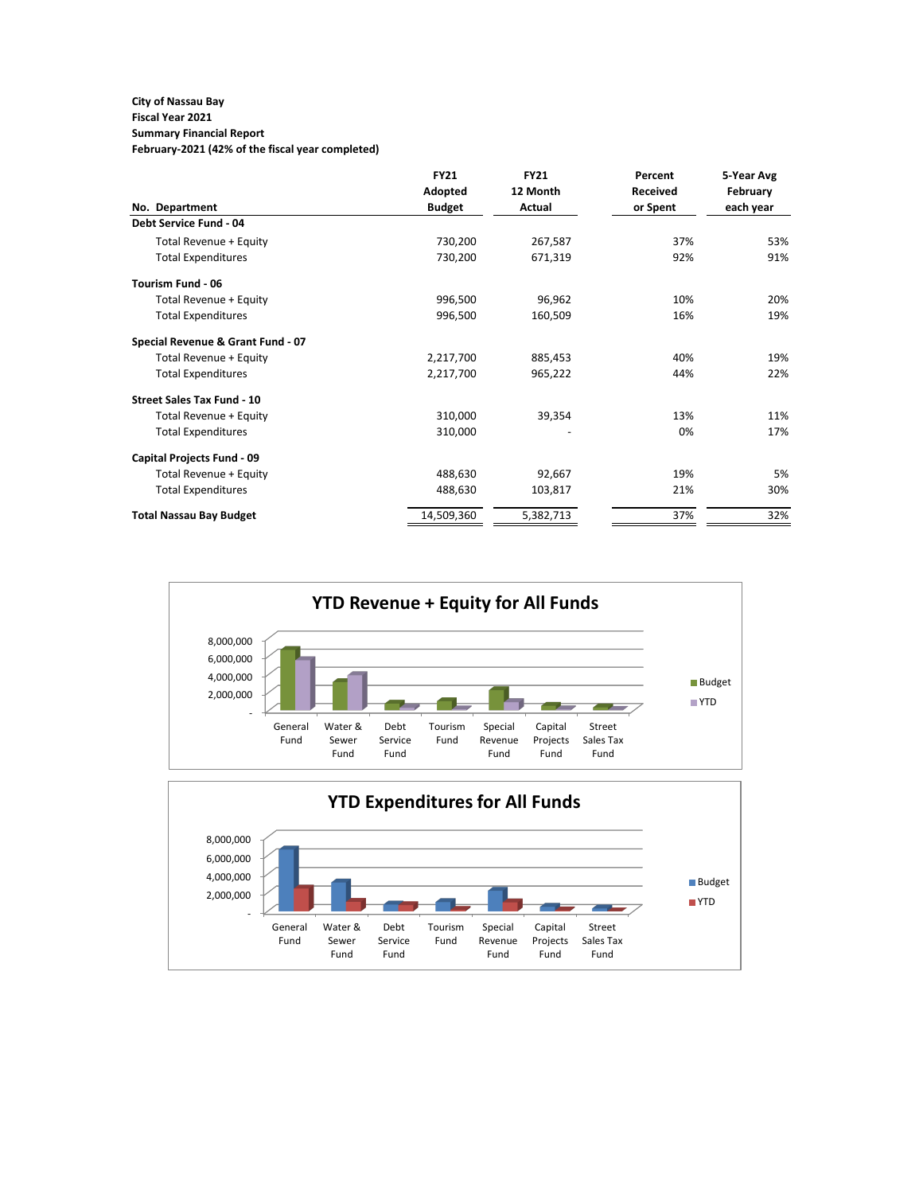**City of Nassau Bay**
**Fiscal Year 2021**
**Summary Financial Report**
**February-2021 (42% of the fiscal year completed)**

| No. Department | FY21 Adopted Budget | FY21 12 Month Actual | Percent Received or Spent | 5-Year Avg February each year |
|---|---|---|---|---|
| **Debt Service Fund - 04** | | | | |
| Total Revenue + Equity | 730,200 | 267,587 | 37% | 53% |
| Total Expenditures | 730,200 | 671,319 | 92% | 91% |
| **Tourism Fund - 06** | | | | |
| Total Revenue + Equity | 996,500 | 96,962 | 10% | 20% |
| Total Expenditures | 996,500 | 160,509 | 16% | 19% |
| **Special Revenue & Grant Fund - 07** | | | | |
| Total Revenue + Equity | 2,217,700 | 885,453 | 40% | 19% |
| Total Expenditures | 2,217,700 | 965,222 | 44% | 22% |
| **Street Sales Tax Fund - 10** | | | | |
| Total Revenue + Equity | 310,000 | 39,354 | 13% | 11% |
| Total Expenditures | 310,000 | - | 0% | 17% |
| **Capital Projects Fund - 09** | | | | |
| Total Revenue + Equity | 488,630 | 92,667 | 19% | 5% |
| Total Expenditures | 488,630 | 103,817 | 21% | 30% |
| **Total Nassau Bay Budget** | 14,509,360 | 5,382,713 | 37% | 32% |

## YTD Revenue + Equity for All Funds

## YTD Expenditures for All Funds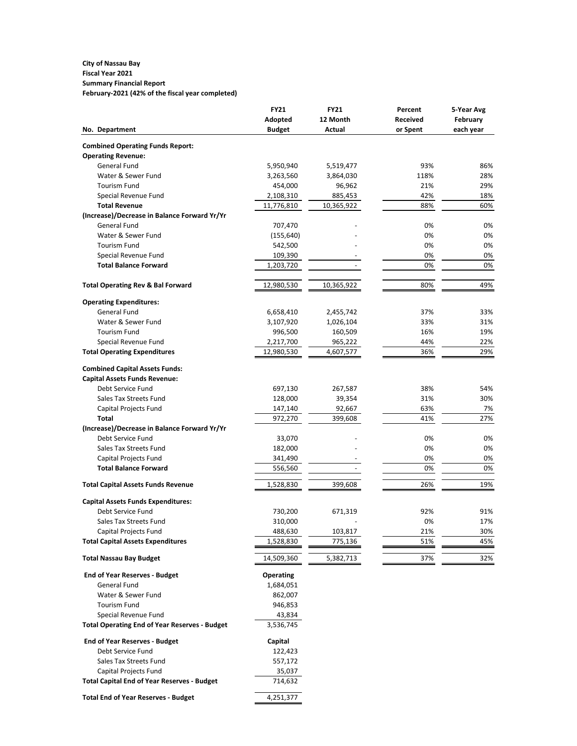**City of Nassau Bay**
**Fiscal Year 2021**
**Summary Financial Report**
**February-2021 (42% of the fiscal year completed)**

| No. Department | FY21 Adopted Budget | FY21 12 Month Actual | Percent Received or Spent | 5-Year Avg February each year |
|---|---|---|---|---|
| **Combined Operating Funds Report:** | | | | |
| **Operating Revenue:** | | | | |
| General Fund | 5,950,940 | 5,519,477 | 93% | 86% |
| Water & Sewer Fund | 3,263,560 | 3,864,030 | 118% | 28% |
| Tourism Fund | 454,000 | 96,962 | 21% | 29% |
| Special Revenue Fund | 2,108,310 | 885,453 | 42% | 18% |
| **Total Revenue** | 11,776,810 | 10,365,922 | 88% | 60% |
| **(Increase)/Decrease in Balance Forward Yr/Yr** | | | | |
| General Fund | 707,470 | - | 0% | 0% |
| Water & Sewer Fund | (155,640) | - | 0% | 0% |
| Tourism Fund | 542,500 | - | 0% | 0% |
| Special Revenue Fund | 109,390 | - | 0% | 0% |
| **Total Balance Forward** | 1,203,720 | - | 0% | 0% |
| **Total Operating Rev & Bal Forward** | 12,980,530 | 10,365,922 | 80% | 49% |
| **Operating Expenditures:** | | | | |
| General Fund | 6,658,410 | 2,455,742 | 37% | 33% |
| Water & Sewer Fund | 3,107,920 | 1,026,104 | 33% | 31% |
| Tourism Fund | 996,500 | 160,509 | 16% | 19% |
| Special Revenue Fund | 2,217,700 | 965,222 | 44% | 22% |
| **Total Operating Expenditures** | 12,980,530 | 4,607,577 | 36% | 29% |
| **Combined Capital Assets Funds:** | | | | |
| **Capital Assets Funds Revenue:** | | | | |
| Debt Service Fund | 697,130 | 267,587 | 38% | 54% |
| Sales Tax Streets Fund | 128,000 | 39,354 | 31% | 30% |
| Capital Projects Fund | 147,140 | 92,667 | 63% | 7% |
| **Total** | 972,270 | 399,608 | 41% | 27% |
| **(Increase)/Decrease in Balance Forward Yr/Yr** | | | | |
| Debt Service Fund | 33,070 | - | 0% | 0% |
| Sales Tax Streets Fund | 182,000 | - | 0% | 0% |
| Capital Projects Fund | 341,490 | - | 0% | 0% |
| **Total Balance Forward** | 556,560 | - | 0% | 0% |
| **Total Capital Assets Funds Revenue** | 1,528,830 | 399,608 | 26% | 19% |
| **Capital Assets Funds Expenditures:** | | | | |
| Debt Service Fund | 730,200 | 671,319 | 92% | 91% |
| Sales Tax Streets Fund | 310,000 | - | 0% | 17% |
| Capital Projects Fund | 488,630 | 103,817 | 21% | 30% |
| **Total Capital Assets Expenditures** | 1,528,830 | 775,136 | 51% | 45% |
| **Total Nassau Bay Budget** | 14,509,360 | 5,382,713 | 37% | 32% |

| **End of Year Reserves - Budget** | **Operating** |
|---|---|
| General Fund | 1,684,051 |
| Water & Sewer Fund | 862,007 |
| Tourism Fund | 946,853 |
| Special Revenue Fund | 43,834 |
| **Total Operating End of Year Reserves - Budget** | 3,536,745 |
| **End of Year Reserves - Budget** | **Capital** |
| Debt Service Fund | 122,423 |
| Sales Tax Streets Fund | 557,172 |
| Capital Projects Fund | 35,037 |
| **Total Capital End of Year Reserves - Budget** | 714,632 |
| **Total End of Year Reserves - Budget** | 4,251,377 |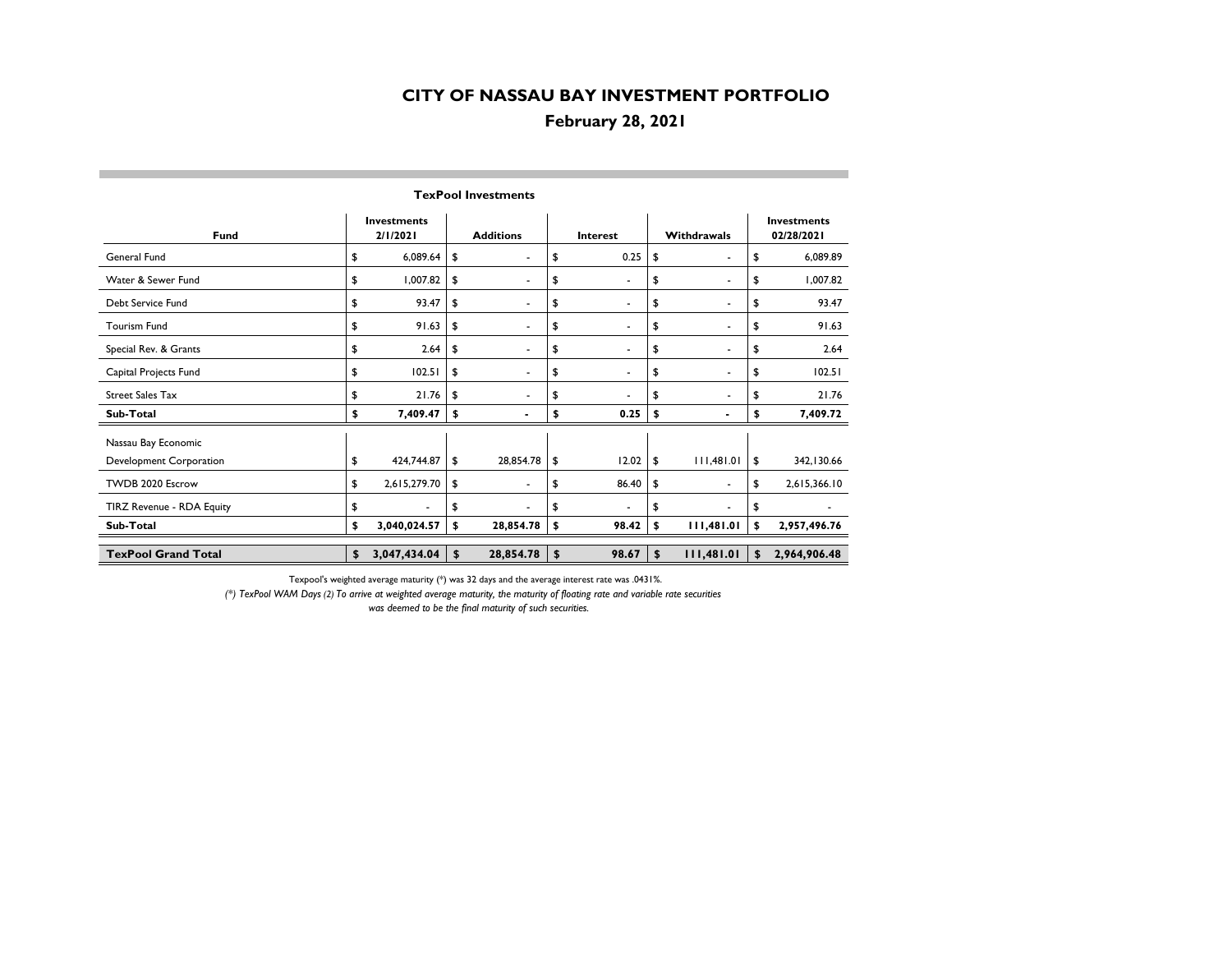# CITY OF NASSAU BAY INVESTMENT PORTFOLIO

## February 28, 2021

### TexPool Investments

| Fund | Investments 2/1/2021 | Additions | Interest | Withdrawals | Investments 02/28/2021 |
|---|---|---|---|---|---|
| General Fund | $ 6,089.64 | $ - | $ 0.25 | $ - | $ 6,089.89 |
| Water & Sewer Fund | $ 1,007.82 | $ - | $ - | $ - | $ 1,007.82 |
| Debt Service Fund | $ 93.47 | $ - | $ - | $ - | $ 93.47 |
| Tourism Fund | $ 91.63 | $ - | $ - | $ - | $ 91.63 |
| Special Rev. & Grants | $ 2.64 | $ - | $ - | $ - | $ 2.64 |
| Capital Projects Fund | $ 102.51 | $ - | $ - | $ - | $ 102.51 |
| Street Sales Tax | $ 21.76 | $ - | $ - | $ - | $ 21.76 |
| **Sub-Total** | **$ 7,409.47** | **$ -** | **$ 0.25** | **$ -** | **$ 7,409.72** |
| Nassau Bay Economic Development Corporation | $ 424,744.87 | $ 28,854.78 | $ 12.02 | $ 111,481.01 | $ 342,130.66 |
| TWDB 2020 Escrow | $ 2,615,279.70 | $ - | $ 86.40 | $ - | $ 2,615,366.10 |
| TIRZ Revenue - RDA Equity | $ - | $ - | $ - | $ - | $ - |
| **Sub-Total** | **$ 3,040,024.57** | **$ 28,854.78** | **$ 98.42** | **$ 111,481.01** | **$ 2,957,496.76** |
| **TexPool Grand Total** | **$ 3,047,434.04** | **$ 28,854.78** | **$ 98.67** | **$ 111,481.01** | **$ 2,964,906.48** |

Texpool's weighted average maturity (*) was 32 days and the average interest rate was .0431%.

*(*) TexPool WAM Days (2) To arrive at weighted average maturity, the maturity of floating rate and variable rate securities was deemed to be the final maturity of such securities.*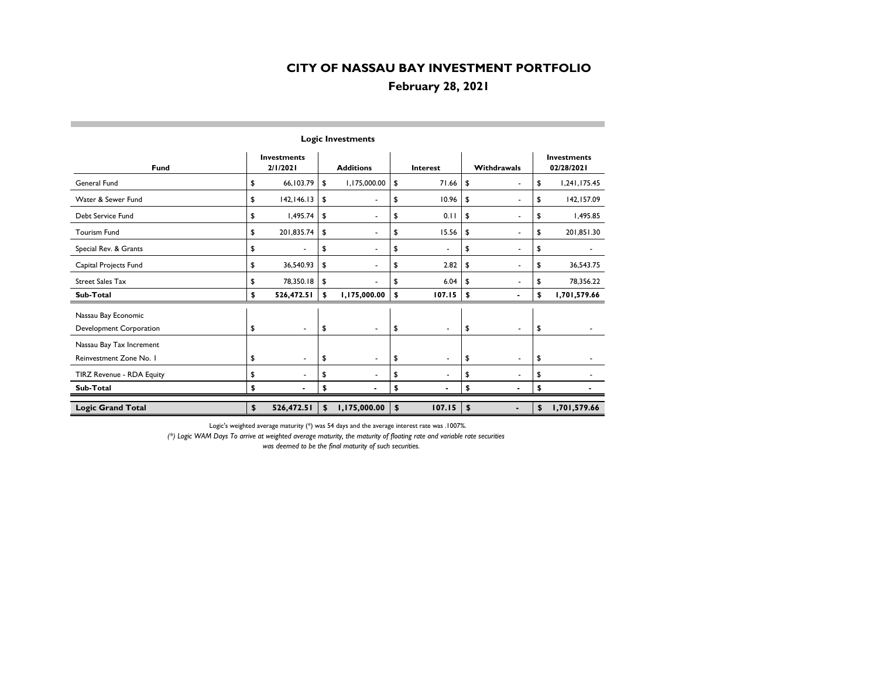# CITY OF NASSAU BAY INVESTMENT PORTFOLIO

## February 28, 2021

### Logic Investments

| Fund | Investments 2/1/2021 | Additions | Interest | Withdrawals | Investments 02/28/2021 |
|---|---|---|---|---|---|
| General Fund | $ 66,103.79 | $ 1,175,000.00 | $ 71.66 | $ - | $ 1,241,175.45 |
| Water & Sewer Fund | $ 142,146.13 | $ - | $ 10.96 | $ - | $ 142,157.09 |
| Debt Service Fund | $ 1,495.74 | $ - | $ 0.11 | $ - | $ 1,495.85 |
| Tourism Fund | $ 201,835.74 | $ - | $ 15.56 | $ - | $ 201,851.30 |
| Special Rev. & Grants | $ - | $ - | $ - | $ - | $ - |
| Capital Projects Fund | $ 36,540.93 | $ - | $ 2.82 | $ - | $ 36,543.75 |
| Street Sales Tax | $ 78,350.18 | $ - | $ 6.04 | $ - | $ 78,356.22 |
| **Sub-Total** | **$ 526,472.51** | **$ 1,175,000.00** | **$ 107.15** | **$ -** | **$ 1,701,579.66** |
| Nassau Bay Economic Development Corporation | $ - | $ - | $ - | $ - | $ - |
| Nassau Bay Tax Increment Reinvestment Zone No. 1 | $ - | $ - | $ - | $ - | $ - |
| TIRZ Revenue - RDA Equity | $ - | $ - | $ - | $ - | $ - |
| **Sub-Total** | **$ -** | **$ -** | **$ -** | **$ -** | **$ -** |
| **Logic Grand Total** | **$ 526,472.51** | **$ 1,175,000.00** | **$ 107.15** | **$ -** | **$ 1,701,579.66** |

Logic's weighted average maturity (*) was 54 days and the average interest rate was .1007%.

*(*) Logic WAM Days To arrive at weighted average maturity, the maturity of floating rate and variable rate securities was deemed to be the final maturity of such securities.*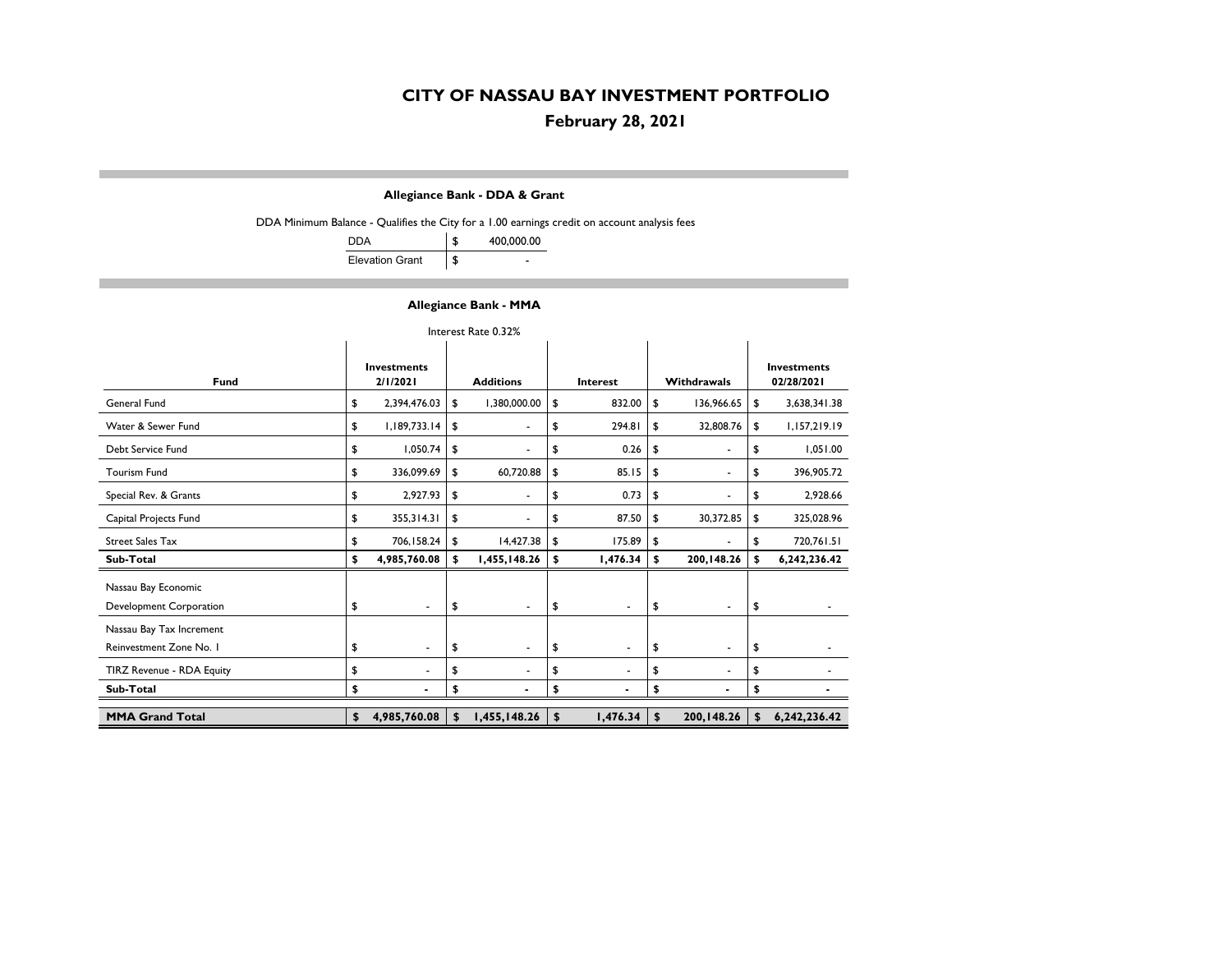# CITY OF NASSAU BAY INVESTMENT PORTFOLIO

## February 28, 2021

### Allegiance Bank - DDA & Grant

DDA Minimum Balance - Qualifies the City for a 1.00 earnings credit on account analysis fees

| | |
|---|---|
| DDA | $ 400,000.00 |
| Elevation Grant | $ - |

### Allegiance Bank - MMA

Interest Rate 0.32%

| Fund | Investments 2/1/2021 | Additions | Interest | Withdrawals | Investments 02/28/2021 |
|---|---|---|---|---|---|
| General Fund | $ 2,394,476.03 | $ 1,380,000.00 | $ 832.00 | $ 136,966.65 | $ 3,638,341.38 |
| Water & Sewer Fund | $ 1,189,733.14 | $ - | $ 294.81 | $ 32,808.76 | $ 1,157,219.19 |
| Debt Service Fund | $ 1,050.74 | $ - | $ 0.26 | $ - | $ 1,051.00 |
| Tourism Fund | $ 336,099.69 | $ 60,720.88 | $ 85.15 | $ - | $ 396,905.72 |
| Special Rev. & Grants | $ 2,927.93 | $ - | $ 0.73 | $ - | $ 2,928.66 |
| Capital Projects Fund | $ 355,314.31 | $ - | $ 87.50 | $ 30,372.85 | $ 325,028.96 |
| Street Sales Tax | $ 706,158.24 | $ 14,427.38 | $ 175.89 | $ - | $ 720,761.51 |
| **Sub-Total** | **$ 4,985,760.08** | **$ 1,455,148.26** | **$ 1,476.34** | **$ 200,148.26** | **$ 6,242,236.42** |
| Nassau Bay Economic Development Corporation | $ - | $ - | $ - | $ - | $ - |
| Nassau Bay Tax Increment Reinvestment Zone No. 1 | $ - | $ - | $ - | $ - | $ - |
| TIRZ Revenue - RDA Equity | $ - | $ - | $ - | $ - | $ - |
| **Sub-Total** | **$ -** | **$ -** | **$ -** | **$ -** | **$ -** |
| **MMA Grand Total** | **$ 4,985,760.08** | **$ 1,455,148.26** | **$ 1,476.34** | **$ 200,148.26** | **$ 6,242,236.42** |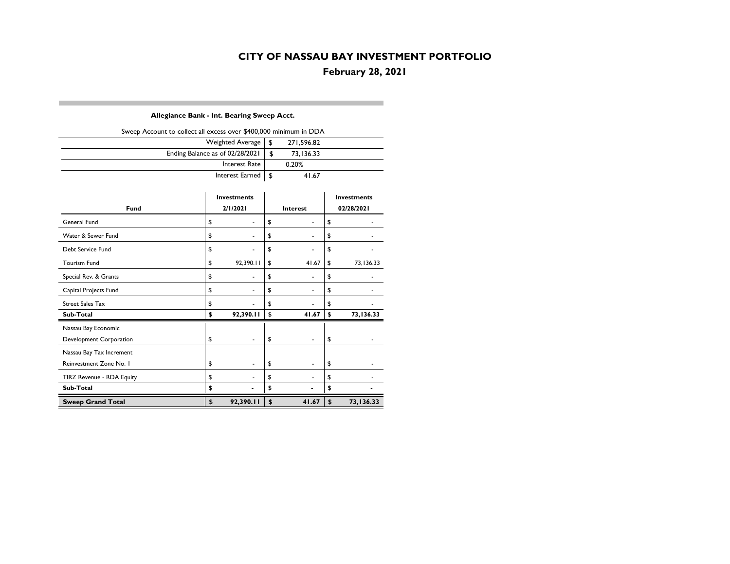# CITY OF NASSAU BAY INVESTMENT PORTFOLIO

## February 28, 2021

### Allegiance Bank - Int. Bearing Sweep Acct.

Sweep Account to collect all excess over $400,000 minimum in DDA

| | |
|---|---|
| Weighted Average | $ 271,596.82 |
| Ending Balance as of 02/28/2021 | $ 73,136.33 |
| Interest Rate | 0.20% |
| Interest Earned | $ 41.67 |

| Fund | Investments 2/1/2021 | Interest | Investments 02/28/2021 |
|---|---|---|---|
| General Fund | $ - | $ - | $ - |
| Water & Sewer Fund | $ - | $ - | $ - |
| Debt Service Fund | $ - | $ - | $ - |
| Tourism Fund | $ 92,390.11 | $ 41.67 | $ 73,136.33 |
| Special Rev. & Grants | $ - | $ - | $ - |
| Capital Projects Fund | $ - | $ - | $ - |
| Street Sales Tax | $ - | $ - | $ - |
| **Sub-Total** | **$ 92,390.11** | **$ 41.67** | **$ 73,136.33** |
| Nassau Bay Economic Development Corporation | $ - | $ - | $ - |
| Nassau Bay Tax Increment Reinvestment Zone No. 1 | $ - | $ - | $ - |
| TIRZ Revenue - RDA Equity | $ - | $ - | $ - |
| **Sub-Total** | **$ -** | **$ -** | **$ -** |
| **Sweep Grand Total** | **$ 92,390.11** | **$ 41.67** | **$ 73,136.33** |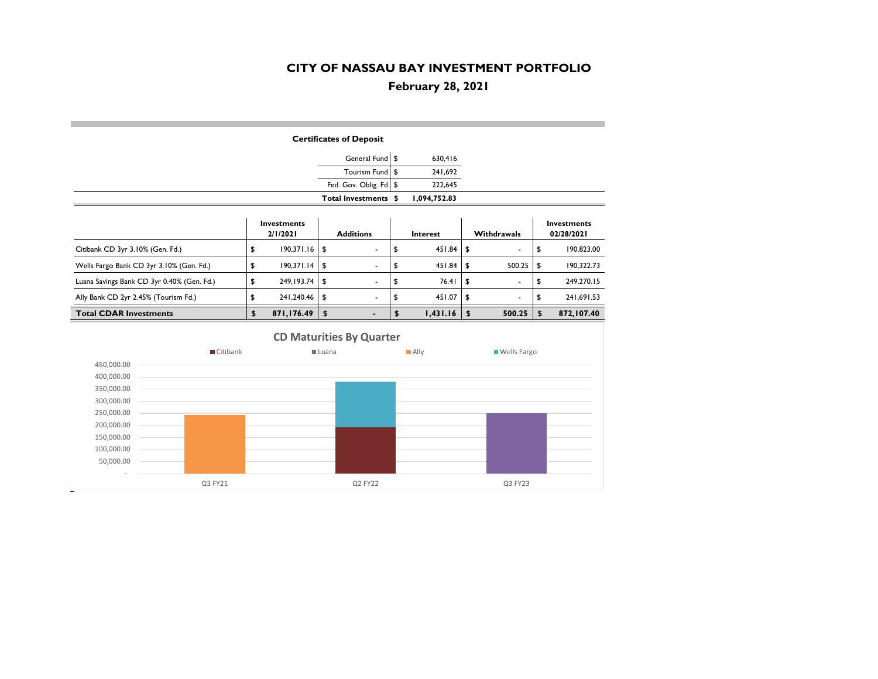# CITY OF NASSAU BAY INVESTMENT PORTFOLIO

## February 28, 2021

### Certificates of Deposit

| | | |
|---|---|---|
| General Fund | $ | 630,416 |
| Tourism Fund | $ | 241,692 |
| Fed. Gov. Oblig. Fd | $ | 222,645 |
| **Total Investments** | **$** | **1,094,752.83** |

| | Investments 2/1/2021 | Additions | Interest | Withdrawals | Investments 02/28/2021 |
|---|---|---|---|---|---|
| Citibank CD 3yr 3.10% (Gen. Fd.) | $ 190,371.16 | $ - | $ 451.84 | $ - | $ 190,823.00 |
| Wells Fargo Bank CD 3yr 3.10% (Gen. Fd.) | $ 190,371.14 | $ - | $ 451.84 | $ 500.25 | $ 190,322.73 |
| Luana Savings Bank CD 3yr 0.40% (Gen. Fd.) | $ 249,193.74 | $ - | $ 76.41 | $ - | $ 249,270.15 |
| Ally Bank CD 2yr 2.45% (Tourism Fd.) | $ 241,240.46 | $ - | $ 451.07 | $ - | $ 241,691.53 |
| **Total CDAR Investments** | **$ 871,176.49** | **$ -** | **$ 1,431.16** | **$ 500.25** | **$ 872,107.40** |

**CD Maturities By Quarter**

Legend: Citibank, Luana, Ally, Wells Fargo

| Quarter | Citibank | Luana | Ally | Wells Fargo |
|---|---|---|---|---|
| Q3 FY21 | | | 241,691.53 | |
| Q2 FY22 | 190,823.00 | | | 190,322.73 |
| Q3 FY23 | | 249,270.15 | | |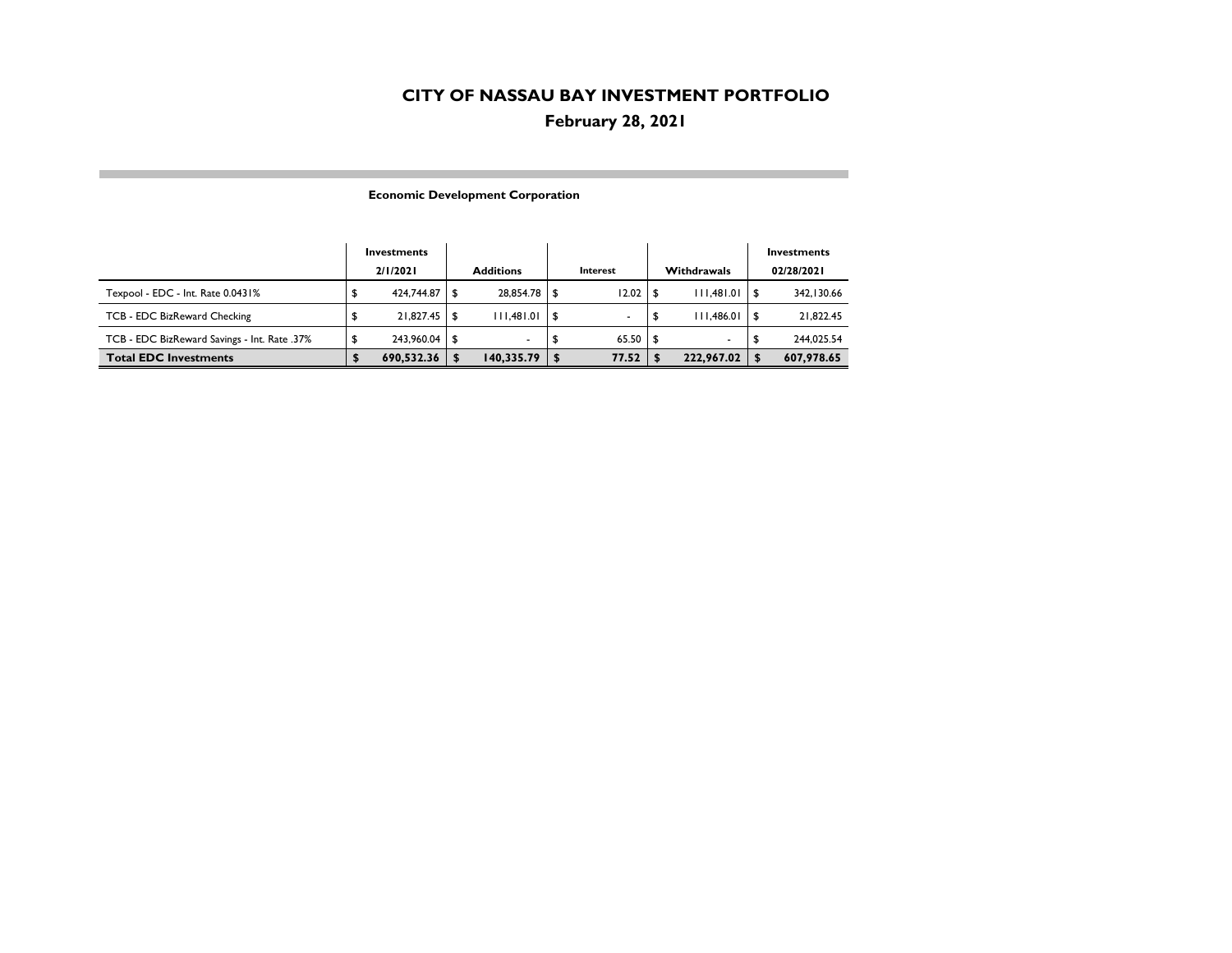# CITY OF NASSAU BAY INVESTMENT PORTFOLIO

## February 28, 2021

### Economic Development Corporation

| | Investments 2/1/2021 | Additions | Interest | Withdrawals | Investments 02/28/2021 |
|---|---|---|---|---|---|
| Texpool - EDC - Int. Rate 0.0431% | $ 424,744.87 | $ 28,854.78 | $ 12.02 | $ 111,481.01 | $ 342,130.66 |
| TCB - EDC BizReward Checking | $ 21,827.45 | $ 111,481.01 | $ - | $ 111,486.01 | $ 21,822.45 |
| TCB - EDC BizReward Savings - Int. Rate .37% | $ 243,960.04 | $ - | $ 65.50 | $ - | $ 244,025.54 |
| **Total EDC Investments** | **$ 690,532.36** | **$ 140,335.79** | **$ 77.52** | **$ 222,967.02** | **$ 607,978.65** |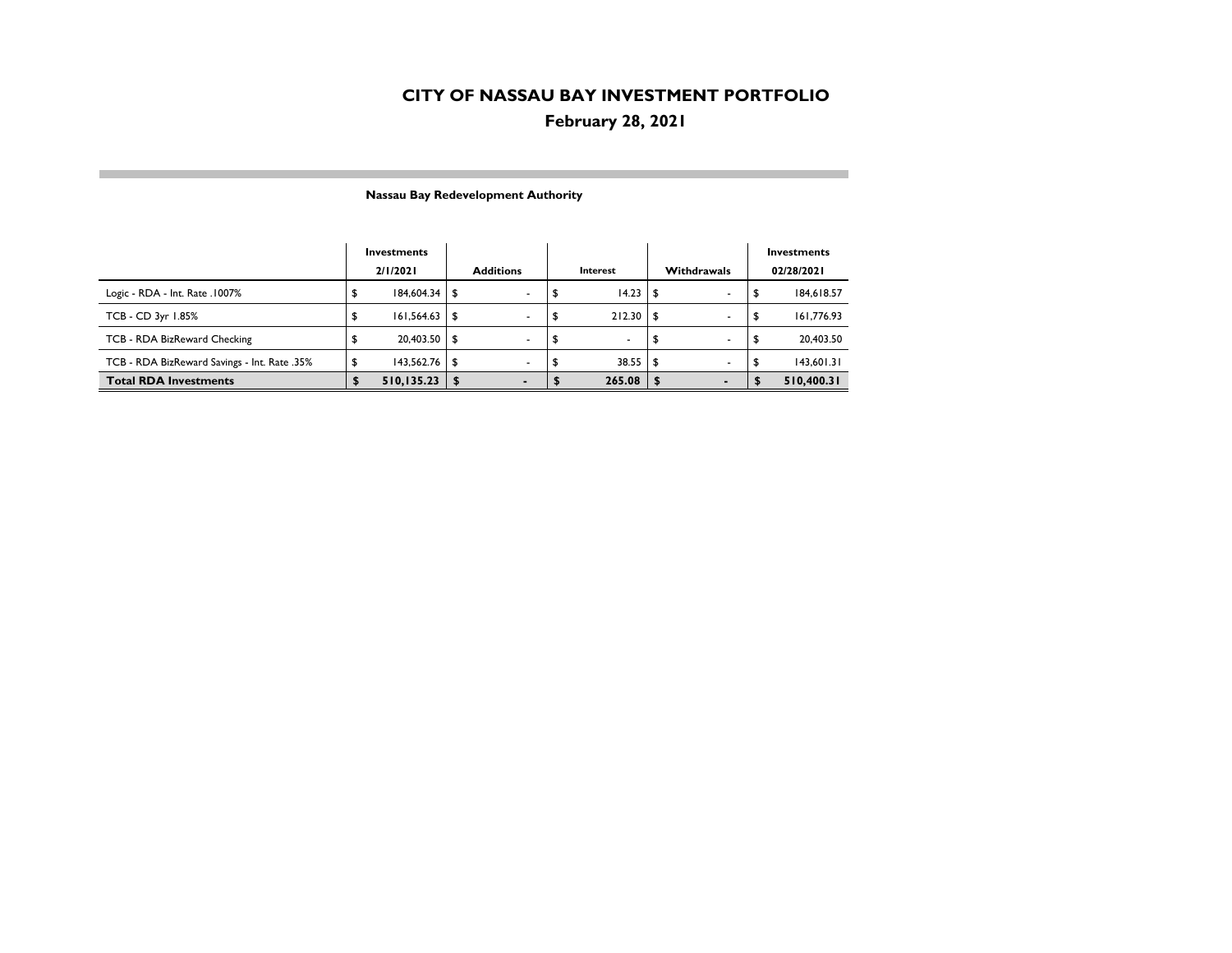# CITY OF NASSAU BAY INVESTMENT PORTFOLIO

## February 28, 2021

### Nassau Bay Redevelopment Authority

| | Investments 2/1/2021 | Additions | Interest | Withdrawals | Investments 02/28/2021 |
|---|---|---|---|---|---|
| Logic - RDA - Int. Rate .1007% | $ 184,604.34 | $ - | $ 14.23 | $ - | $ 184,618.57 |
| TCB - CD 3yr 1.85% | $ 161,564.63 | $ - | $ 212.30 | $ - | $ 161,776.93 |
| TCB - RDA BizReward Checking | $ 20,403.50 | $ - | $ - | $ - | $ 20,403.50 |
| TCB - RDA BizReward Savings - Int. Rate .35% | $ 143,562.76 | $ - | $ 38.55 | $ - | $ 143,601.31 |
| **Total RDA Investments** | **$ 510,135.23** | **$ -** | **$ 265.08** | **$ -** | **$ 510,400.31** |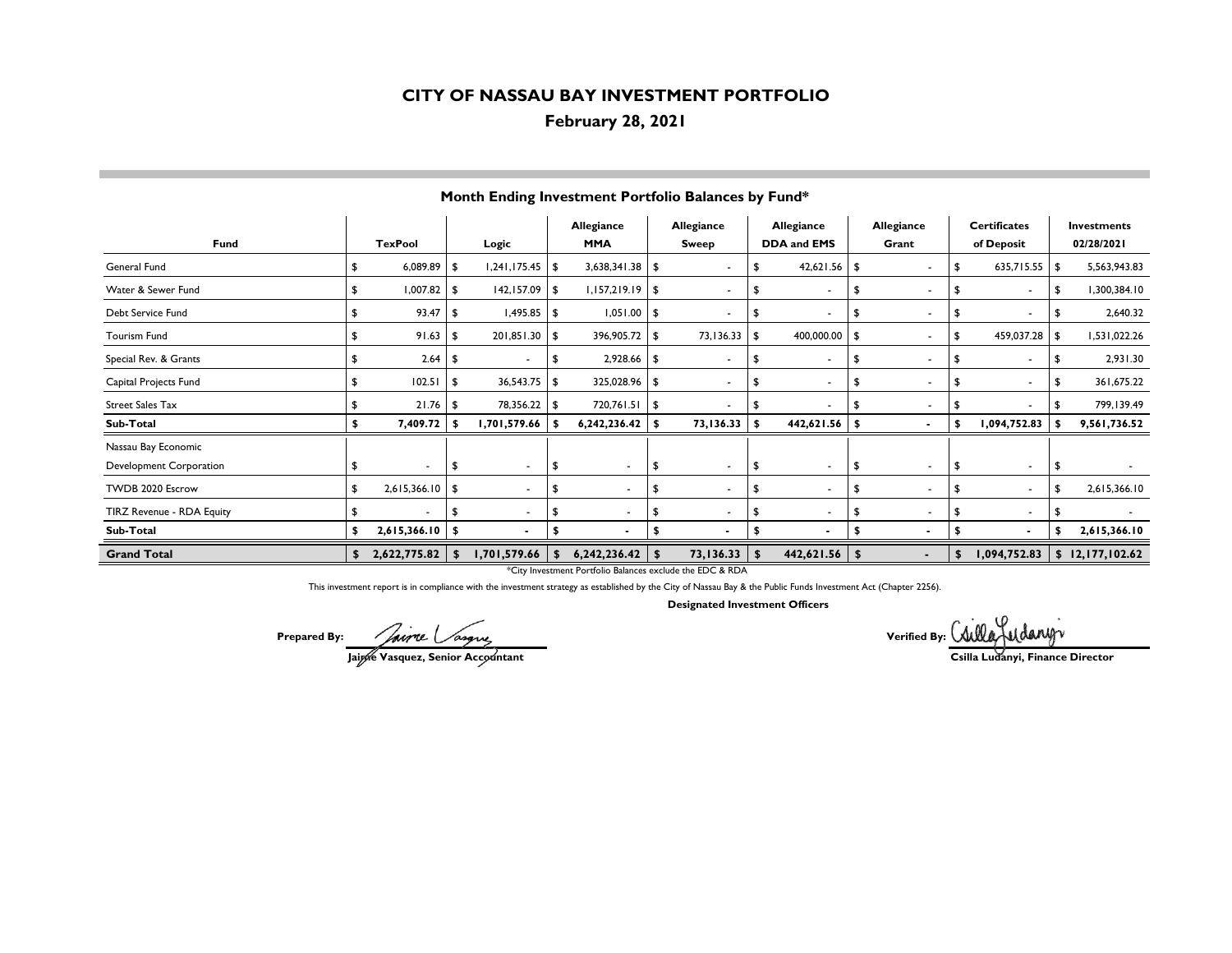# CITY OF NASSAU BAY INVESTMENT PORTFOLIO

## February 28, 2021

### Month Ending Investment Portfolio Balances by Fund*

| Fund | TexPool | Logic | Allegiance MMA | Allegiance Sweep | Allegiance DDA and EMS | Allegiance Grant | Certificates of Deposit | Investments 02/28/2021 |
|---|---|---|---|---|---|---|---|---|
| General Fund | $ 6,089.89 | $ 1,241,175.45 | $ 3,638,341.38 | $ - | $ 42,621.56 | $ - | $ 635,715.55 | $ 5,563,943.83 |
| Water & Sewer Fund | $ 1,007.82 | $ 142,157.09 | $ 1,157,219.19 | $ - | $ - | $ - | $ - | $ 1,300,384.10 |
| Debt Service Fund | $ 93.47 | $ 1,495.85 | $ 1,051.00 | $ - | $ - | $ - | $ - | $ 2,640.32 |
| Tourism Fund | $ 91.63 | $ 201,851.30 | $ 396,905.72 | $ 73,136.33 | $ 400,000.00 | $ - | $ 459,037.28 | $ 1,531,022.26 |
| Special Rev. & Grants | $ 2.64 | $ - | $ 2,928.66 | $ - | $ - | $ - | $ - | $ 2,931.30 |
| Capital Projects Fund | $ 102.51 | $ 36,543.75 | $ 325,028.96 | $ - | $ - | $ - | $ - | $ 361,675.22 |
| Street Sales Tax | $ 21.76 | $ 78,356.22 | $ 720,761.51 | $ - | $ - | $ - | $ - | $ 799,139.49 |
| **Sub-Total** | **$ 7,409.72** | **$ 1,701,579.66** | **$ 6,242,236.42** | **$ 73,136.33** | **$ 442,621.56** | **$ -** | **$ 1,094,752.83** | **$ 9,561,736.52** |
| Nassau Bay Economic Development Corporation | $ - | $ - | $ - | $ - | $ - | $ - | $ - | $ - |
| TWDB 2020 Escrow | $ 2,615,366.10 | $ - | $ - | $ - | $ - | $ - | $ - | $ 2,615,366.10 |
| TIRZ Revenue - RDA Equity | $ - | $ - | $ - | $ - | $ - | $ - | $ - | $ - |
| **Sub-Total** | **$ 2,615,366.10** | **$ -** | **$ -** | **$ -** | **$ -** | **$ -** | **$ -** | **$ 2,615,366.10** |
| **Grand Total** | **$ 2,622,775.82** | **$ 1,701,579.66** | **$ 6,242,236.42** | **$ 73,136.33** | **$ 442,621.56** | **$ -** | **$ 1,094,752.83** | **$ 12,177,102.62** |

*City Investment Portfolio Balances exclude the EDC & RDA

This investment report is in compliance with the investment strategy as established by the City of Nassau Bay & the Public Funds Investment Act (Chapter 2256).

**Designated Investment Officers**

**Prepared By:** Jaime Vasquez

**Jaime Vasquez, Senior Accountant**

**Verified By:** Csilla Ludanyi

**Csilla Ludanyi, Finance Director**